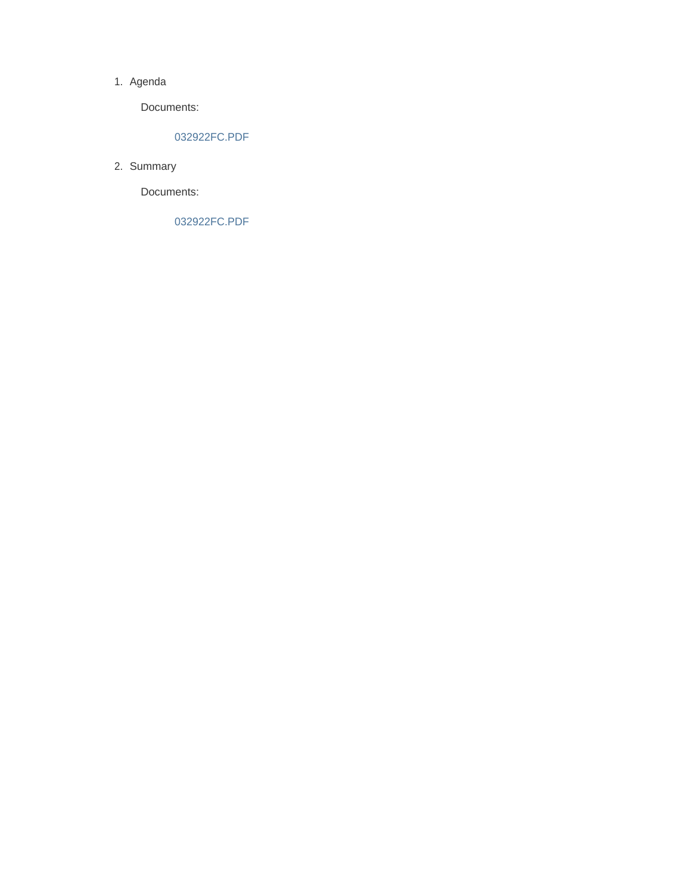1. Agenda

   Documents:

   032922FC.PDF

2. Summary

   Documents:

   032922FC.PDF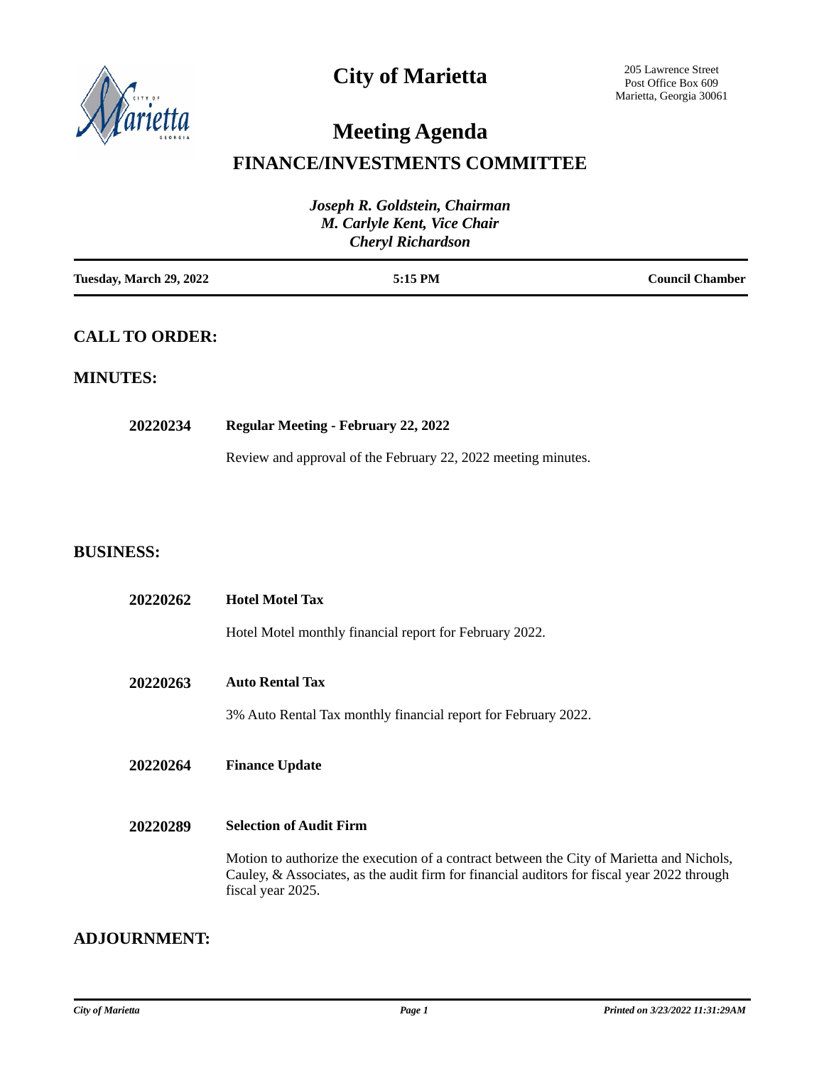# City of Marietta

205 Lawrence Street
Post Office Box 609
Marietta, Georgia 30061

# Meeting Agenda

## FINANCE/INVESTMENTS COMMITTEE

*Joseph R. Goldstein, Chairman*
*M. Carlyle Kent, Vice Chair*
*Cheryl Richardson*

| **Tuesday, March 29, 2022** | **5:15 PM** | **Council Chamber** |
|---|---|---|

## CALL TO ORDER:

## MINUTES:

**20220234** **Regular Meeting - February 22, 2022**

Review and approval of the February 22, 2022 meeting minutes.

## BUSINESS:

**20220262** **Hotel Motel Tax**

Hotel Motel monthly financial report for February 2022.

**20220263** **Auto Rental Tax**

3% Auto Rental Tax monthly financial report for February 2022.

**20220264** **Finance Update**

**20220289** **Selection of Audit Firm**

Motion to authorize the execution of a contract between the City of Marietta and Nichols, Cauley, & Associates, as the audit firm for financial auditors for fiscal year 2022 through fiscal year 2025.

## ADJOURNMENT: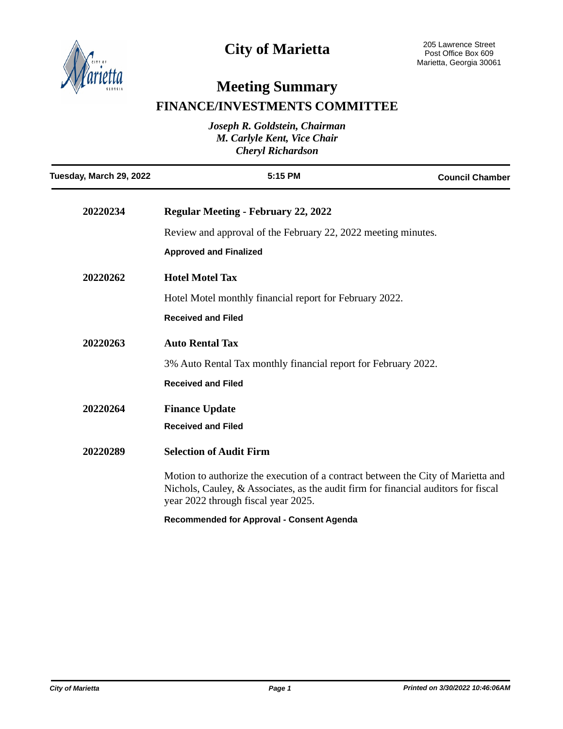# City of Marietta

205 Lawrence Street
Post Office Box 609
Marietta, Georgia 30061

## Meeting Summary

## FINANCE/INVESTMENTS COMMITTEE

*Joseph R. Goldstein, Chairman*
*M. Carlyle Kent, Vice Chair*
*Cheryl Richardson*

| Tuesday, March 29, 2022 | 5:15 PM | Council Chamber |
|---|---|---|

**20220234** **Regular Meeting - February 22, 2022**

Review and approval of the February 22, 2022 meeting minutes.

**Approved and Finalized**

**20220262** **Hotel Motel Tax**

Hotel Motel monthly financial report for February 2022.

**Received and Filed**

**20220263** **Auto Rental Tax**

3% Auto Rental Tax monthly financial report for February 2022.

**Received and Filed**

**20220264** **Finance Update**

**Received and Filed**

**20220289** **Selection of Audit Firm**

Motion to authorize the execution of a contract between the City of Marietta and Nichols, Cauley, & Associates, as the audit firm for financial auditors for fiscal year 2022 through fiscal year 2025.

**Recommended for Approval - Consent Agenda**